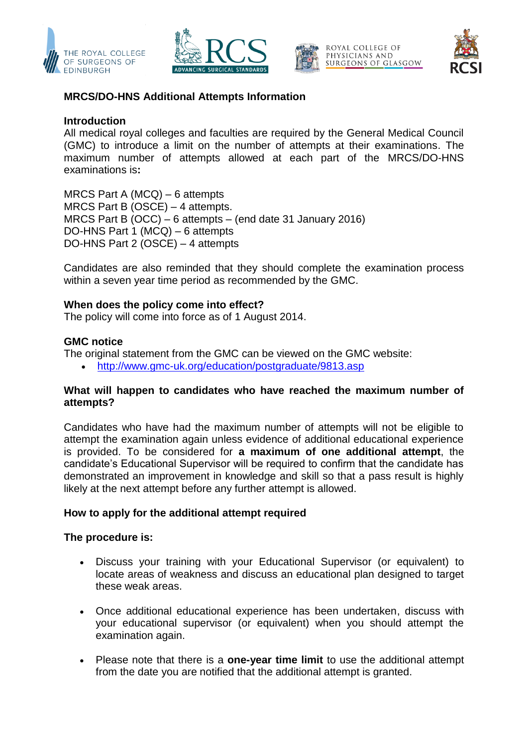# MRCS/DO-HNS Additional Attempts Information

## Introduction

All medical royal colleges and faculties are required by the General Medical Council (GMC) to introduce a limit on the number of attempts at their examinations. The maximum number of attempts allowed at each part of the MRCS/DO-HNS examinations is**:**

MRCS Part A (MCQ) – 6 attempts
MRCS Part B (OSCE) – 4 attempts.
MRCS Part B (OCC) – 6 attempts – (end date 31 January 2016)
DO-HNS Part 1 (MCQ) – 6 attempts
DO-HNS Part 2 (OSCE) – 4 attempts

Candidates are also reminded that they should complete the examination process within a seven year time period as recommended by the GMC.

## When does the policy come into effect?

The policy will come into force as of 1 August 2014.

## GMC notice

The original statement from the GMC can be viewed on the GMC website:

- http://www.gmc-uk.org/education/postgraduate/9813.asp

## What will happen to candidates who have reached the maximum number of attempts?

Candidates who have had the maximum number of attempts will not be eligible to attempt the examination again unless evidence of additional educational experience is provided. To be considered for **a maximum of one additional attempt**, the candidate's Educational Supervisor will be required to confirm that the candidate has demonstrated an improvement in knowledge and skill so that a pass result is highly likely at the next attempt before any further attempt is allowed.

## How to apply for the additional attempt required

**The procedure is:**

- Discuss your training with your Educational Supervisor (or equivalent) to locate areas of weakness and discuss an educational plan designed to target these weak areas.
- Once additional educational experience has been undertaken, discuss with your educational supervisor (or equivalent) when you should attempt the examination again.
- Please note that there is a **one-year time limit** to use the additional attempt from the date you are notified that the additional attempt is granted.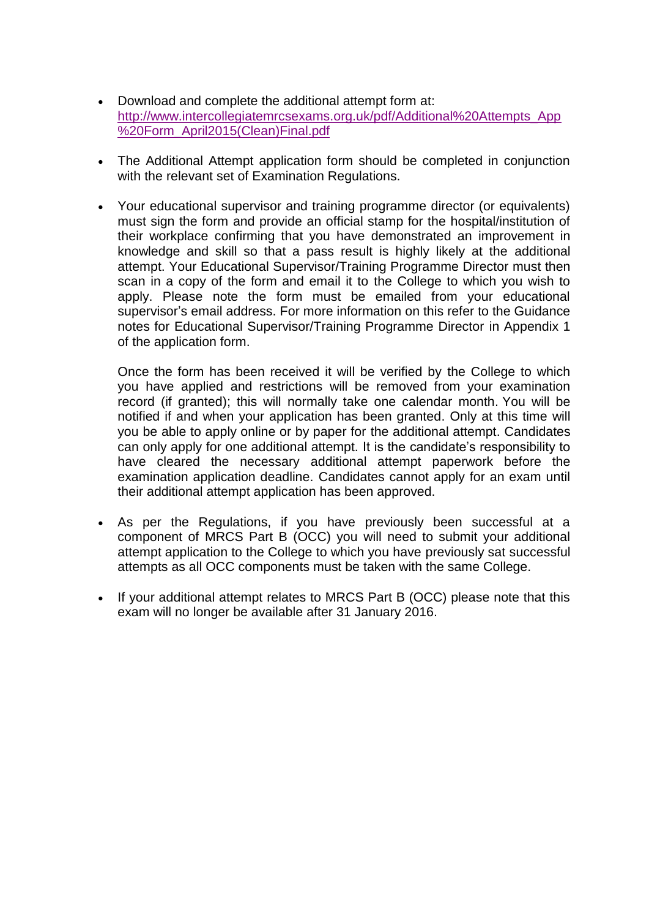- Download and complete the additional attempt form at: [http://www.intercollegiatemrcsexams.org.uk/pdf/Additional%20Attempts_App%20Form_April2015(Clean)Final.pdf](http://www.intercollegiatemrcsexams.org.uk/pdf/Additional%20Attempts_App%20Form_April2015(Clean)Final.pdf)

- The Additional Attempt application form should be completed in conjunction with the relevant set of Examination Regulations.

- Your educational supervisor and training programme director (or equivalents) must sign the form and provide an official stamp for the hospital/institution of their workplace confirming that you have demonstrated an improvement in knowledge and skill so that a pass result is highly likely at the additional attempt. Your Educational Supervisor/Training Programme Director must then scan in a copy of the form and email it to the College to which you wish to apply. Please note the form must be emailed from your educational supervisor's email address. For more information on this refer to the Guidance notes for Educational Supervisor/Training Programme Director in Appendix 1 of the application form.

  Once the form has been received it will be verified by the College to which you have applied and restrictions will be removed from your examination record (if granted); this will normally take one calendar month. You will be notified if and when your application has been granted. Only at this time will you be able to apply online or by paper for the additional attempt. Candidates can only apply for one additional attempt. It is the candidate's responsibility to have cleared the necessary additional attempt paperwork before the examination application deadline. Candidates cannot apply for an exam until their additional attempt application has been approved.

- As per the Regulations, if you have previously been successful at a component of MRCS Part B (OCC) you will need to submit your additional attempt application to the College to which you have previously sat successful attempts as all OCC components must be taken with the same College.

- If your additional attempt relates to MRCS Part B (OCC) please note that this exam will no longer be available after 31 January 2016.